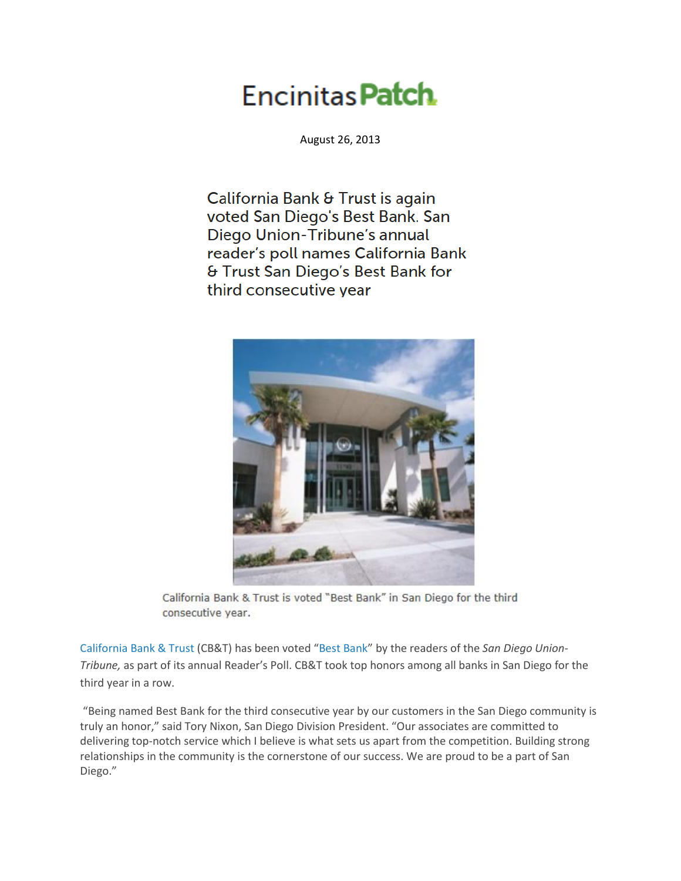# Encinitas Patch

August 26, 2013

## California Bank & Trust is again voted San Diego's Best Bank. San Diego Union-Tribune's annual reader's poll names California Bank & Trust San Diego's Best Bank for third consecutive year

California Bank & Trust is voted "Best Bank" in San Diego for the third consecutive year.

California Bank & Trust (CB&T) has been voted "Best Bank" by the readers of the *San Diego Union-Tribune,* as part of its annual Reader's Poll. CB&T took top honors among all banks in San Diego for the third year in a row.

"Being named Best Bank for the third consecutive year by our customers in the San Diego community is truly an honor," said Tory Nixon, San Diego Division President. "Our associates are committed to delivering top-notch service which I believe is what sets us apart from the competition. Building strong relationships in the community is the cornerstone of our success. We are proud to be a part of San Diego."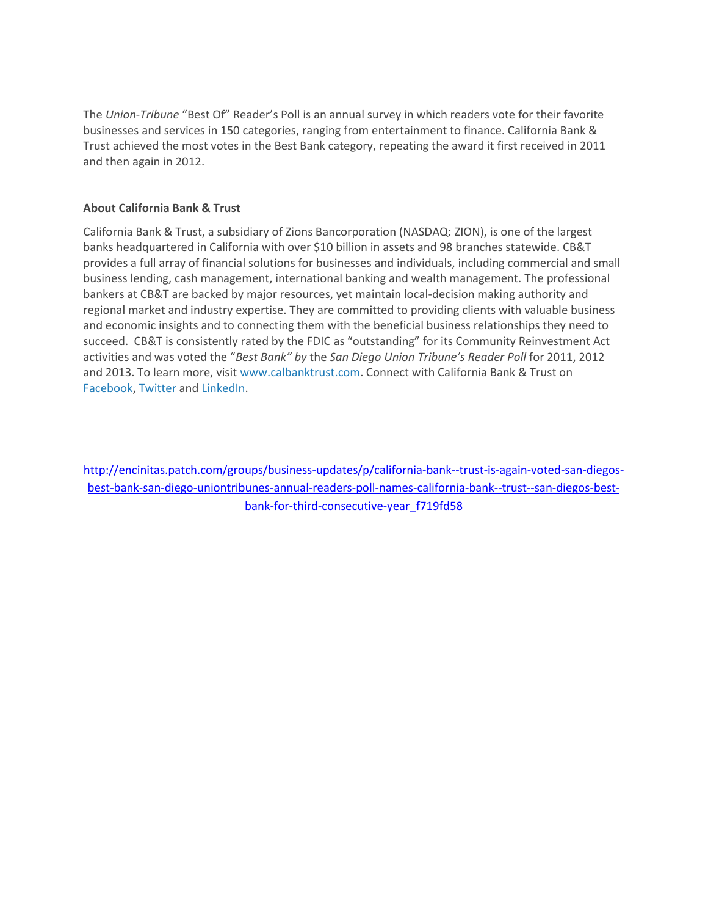The *Union-Tribune* "Best Of" Reader's Poll is an annual survey in which readers vote for their favorite businesses and services in 150 categories, ranging from entertainment to finance. California Bank & Trust achieved the most votes in the Best Bank category, repeating the award it first received in 2011 and then again in 2012.

**About California Bank & Trust**

California Bank & Trust, a subsidiary of Zions Bancorporation (NASDAQ: ZION), is one of the largest banks headquartered in California with over $10 billion in assets and 98 branches statewide. CB&T provides a full array of financial solutions for businesses and individuals, including commercial and small business lending, cash management, international banking and wealth management. The professional bankers at CB&T are backed by major resources, yet maintain local-decision making authority and regional market and industry expertise. They are committed to providing clients with valuable business and economic insights and to connecting them with the beneficial business relationships they need to succeed. CB&T is consistently rated by the FDIC as "outstanding" for its Community Reinvestment Act activities and was voted the "*Best Bank" by* the *San Diego Union Tribune's Reader Poll* for 2011, 2012 and 2013. To learn more, visit www.calbanktrust.com. Connect with California Bank & Trust on Facebook, Twitter and LinkedIn.

http://encinitas.patch.com/groups/business-updates/p/california-bank--trust-is-again-voted-san-diegos-best-bank-san-diego-uniontribunes-annual-readers-poll-names-california-bank--trust--san-diegos-best-bank-for-third-consecutive-year_f719fd58